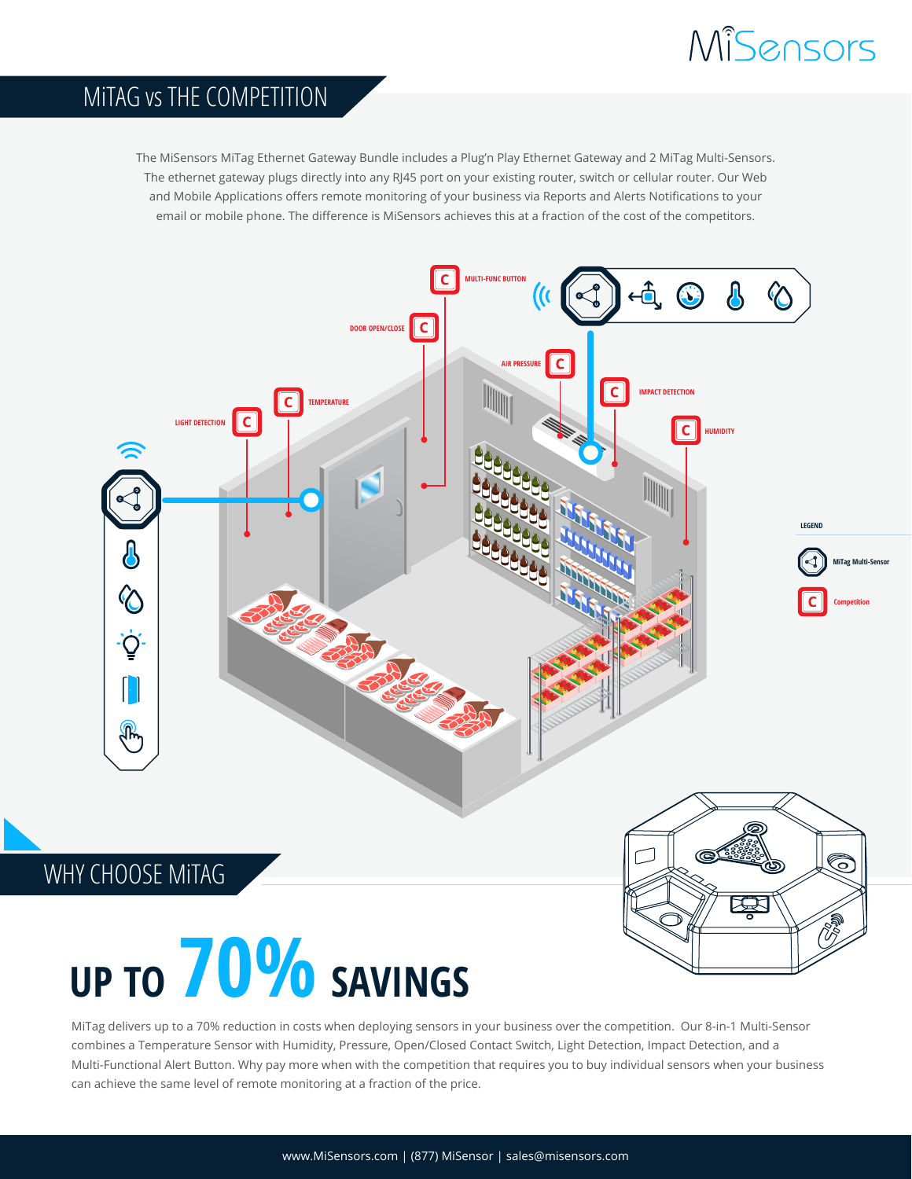MiSensors

# MiTAG vs THE COMPETITION

The MiSensors MiTag Ethernet Gateway Bundle includes a Plug'n Play Ethernet Gateway and 2 MiTag Multi-Sensors. The ethernet gateway plugs directly into any RJ45 port on your existing router, switch or cellular router. Our Web and Mobile Applications offers remote monitoring of your business via Reports and Alerts Notifications to your email or mobile phone. The difference is MiSensors achieves this at a fraction of the cost of the competitors.

MULTI-FUNC BUTTON
DOOR OPEN/CLOSE
AIR PRESSURE
IMPACT DETECTION
HUMIDITY
TEMPERATURE
LIGHT DETECTION

LEGEND
MiTag Multi-Sensor
Competition

# WHY CHOOSE MiTAG

## UP TO 70% SAVINGS

MiTag delivers up to a 70% reduction in costs when deploying sensors in your business over the competition. Our 8-in-1 Multi-Sensor combines a Temperature Sensor with Humidity, Pressure, Open/Closed Contact Switch, Light Detection, Impact Detection, and a Multi-Functional Alert Button. Why pay more when with the competition that requires you to buy individual sensors when your business can achieve the same level of remote monitoring at a fraction of the price.

www.MiSensors.com | (877) MiSensor | sales@misensors.com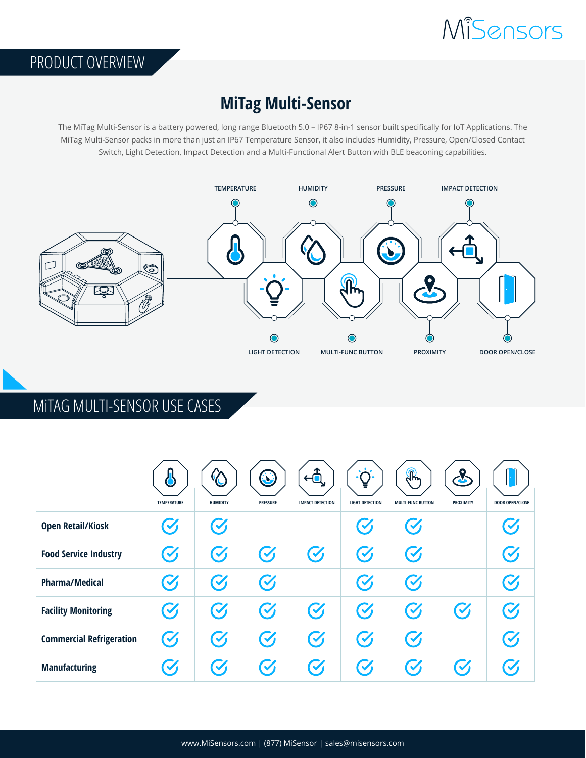MiSensors

## PRODUCT OVERVIEW

# MiTag Multi-Sensor

The MiTag Multi-Sensor is a battery powered, long range Bluetooth 5.0 – IP67 8-in-1 sensor built specifically for IoT Applications. The MiTag Multi-Sensor packs in more than just an IP67 Temperature Sensor, it also includes Humidity, Pressure, Open/Closed Contact Switch, Light Detection, Impact Detection and a Multi-Functional Alert Button with BLE beaconing capabilities.

TEMPERATURE
HUMIDITY
PRESSURE
IMPACT DETECTION
LIGHT DETECTION
MULTI-FUNC BUTTON
PROXIMITY
DOOR OPEN/CLOSE

## MiTAG MULTI-SENSOR USE CASES

| | TEMPERATURE | HUMIDITY | PRESSURE | IMPACT DETECTION | LIGHT DETECTION | MULTI-FUNC BUTTON | PROXIMITY | DOOR OPEN/CLOSE |
|---|---|---|---|---|---|---|---|---|
| **Open Retail/Kiosk** | ✓ | ✓ | | | ✓ | ✓ | | ✓ |
| **Food Service Industry** | ✓ | ✓ | ✓ | ✓ | ✓ | ✓ | | ✓ |
| **Pharma/Medical** | ✓ | ✓ | ✓ | | ✓ | ✓ | | ✓ |
| **Facility Monitoring** | ✓ | ✓ | ✓ | ✓ | ✓ | ✓ | ✓ | ✓ |
| **Commercial Refrigeration** | ✓ | ✓ | ✓ | ✓ | ✓ | ✓ | | ✓ |
| **Manufacturing** | ✓ | ✓ | ✓ | ✓ | ✓ | ✓ | ✓ | ✓ |

www.MiSensors.com | (877) MiSensor | sales@misensors.com